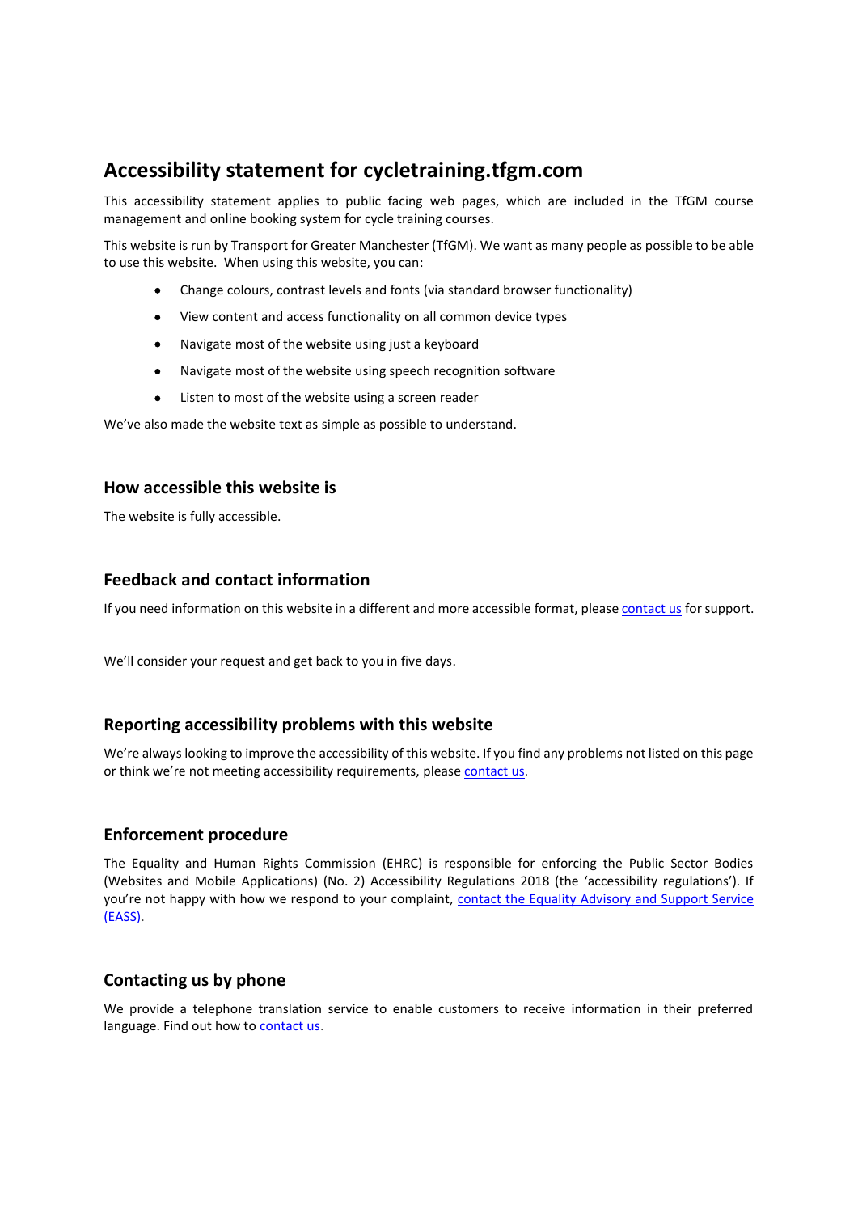# Accessibility statement for cycletraining.tfgm.com

This accessibility statement applies to public facing web pages, which are included in the TfGM course management and online booking system for cycle training courses.

This website is run by Transport for Greater Manchester (TfGM). We want as many people as possible to be able to use this website. When using this website, you can:

- Change colours, contrast levels and fonts (via standard browser functionality)
- View content and access functionality on all common device types
- Navigate most of the website using just a keyboard
- Navigate most of the website using speech recognition software
- Listen to most of the website using a screen reader

We've also made the website text as simple as possible to understand.

## How accessible this website is

The website is fully accessible.

## Feedback and contact information

If you need information on this website in a different and more accessible format, please contact us for support.

We'll consider your request and get back to you in five days.

## Reporting accessibility problems with this website

We're always looking to improve the accessibility of this website. If you find any problems not listed on this page or think we're not meeting accessibility requirements, please contact us.

## Enforcement procedure

The Equality and Human Rights Commission (EHRC) is responsible for enforcing the Public Sector Bodies (Websites and Mobile Applications) (No. 2) Accessibility Regulations 2018 (the 'accessibility regulations'). If you're not happy with how we respond to your complaint, contact the Equality Advisory and Support Service (EASS).

## Contacting us by phone

We provide a telephone translation service to enable customers to receive information in their preferred language. Find out how to contact us.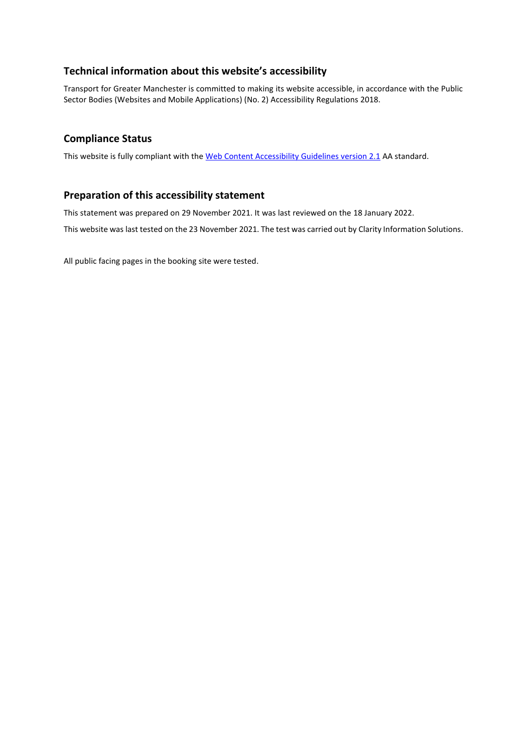## Technical information about this website's accessibility

Transport for Greater Manchester is committed to making its website accessible, in accordance with the Public Sector Bodies (Websites and Mobile Applications) (No. 2) Accessibility Regulations 2018.

## Compliance Status

This website is fully compliant with the [Web Content Accessibility Guidelines version 2.1](Web Content Accessibility Guidelines version 2.1) AA standard.

## Preparation of this accessibility statement

This statement was prepared on 29 November 2021. It was last reviewed on the 18 January 2022.

This website was last tested on the 23 November 2021. The test was carried out by Clarity Information Solutions.

All public facing pages in the booking site were tested.